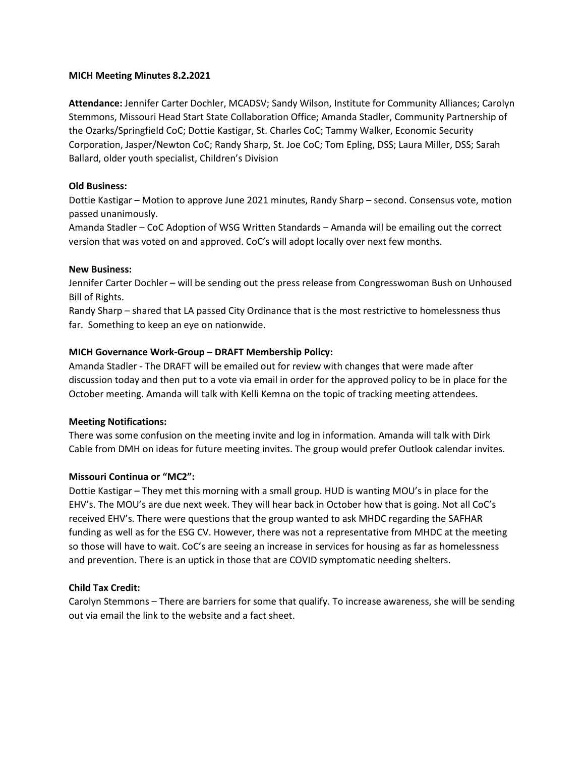**MICH Meeting Minutes 8.2.2021**

**Attendance:** Jennifer Carter Dochler, MCADSV; Sandy Wilson, Institute for Community Alliances; Carolyn Stemmons, Missouri Head Start State Collaboration Office; Amanda Stadler, Community Partnership of the Ozarks/Springfield CoC; Dottie Kastigar, St. Charles CoC; Tammy Walker, Economic Security Corporation, Jasper/Newton CoC; Randy Sharp, St. Joe CoC; Tom Epling, DSS; Laura Miller, DSS; Sarah Ballard, older youth specialist, Children's Division

**Old Business:**

Dottie Kastigar – Motion to approve June 2021 minutes, Randy Sharp – second. Consensus vote, motion passed unanimously.

Amanda Stadler – CoC Adoption of WSG Written Standards – Amanda will be emailing out the correct version that was voted on and approved. CoC's will adopt locally over next few months.

**New Business:**

Jennifer Carter Dochler – will be sending out the press release from Congresswoman Bush on Unhoused Bill of Rights.

Randy Sharp – shared that LA passed City Ordinance that is the most restrictive to homelessness thus far. Something to keep an eye on nationwide.

**MICH Governance Work-Group – DRAFT Membership Policy:**

Amanda Stadler - The DRAFT will be emailed out for review with changes that were made after discussion today and then put to a vote via email in order for the approved policy to be in place for the October meeting. Amanda will talk with Kelli Kemna on the topic of tracking meeting attendees.

**Meeting Notifications:**

There was some confusion on the meeting invite and log in information. Amanda will talk with Dirk Cable from DMH on ideas for future meeting invites. The group would prefer Outlook calendar invites.

**Missouri Continua or "MC2":**

Dottie Kastigar – They met this morning with a small group. HUD is wanting MOU's in place for the EHV's. The MOU's are due next week. They will hear back in October how that is going. Not all CoC's received EHV's. There were questions that the group wanted to ask MHDC regarding the SAFHAR funding as well as for the ESG CV. However, there was not a representative from MHDC at the meeting so those will have to wait. CoC's are seeing an increase in services for housing as far as homelessness and prevention. There is an uptick in those that are COVID symptomatic needing shelters.

**Child Tax Credit:**

Carolyn Stemmons – There are barriers for some that qualify. To increase awareness, she will be sending out via email the link to the website and a fact sheet.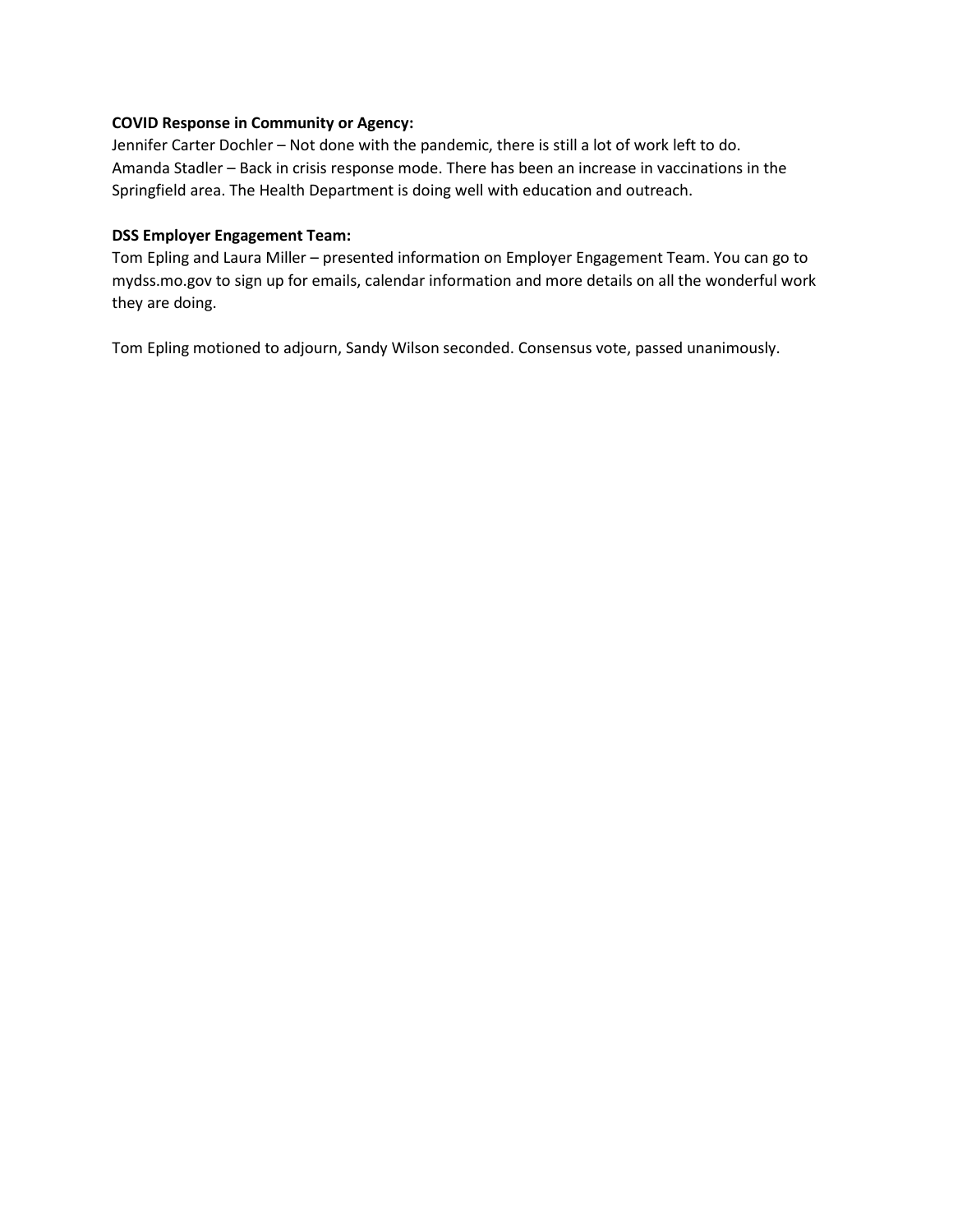**COVID Response in Community or Agency:**

Jennifer Carter Dochler – Not done with the pandemic, there is still a lot of work left to do.
Amanda Stadler – Back in crisis response mode. There has been an increase in vaccinations in the Springfield area. The Health Department is doing well with education and outreach.

**DSS Employer Engagement Team:**

Tom Epling and Laura Miller – presented information on Employer Engagement Team. You can go to mydss.mo.gov to sign up for emails, calendar information and more details on all the wonderful work they are doing.

Tom Epling motioned to adjourn, Sandy Wilson seconded. Consensus vote, passed unanimously.